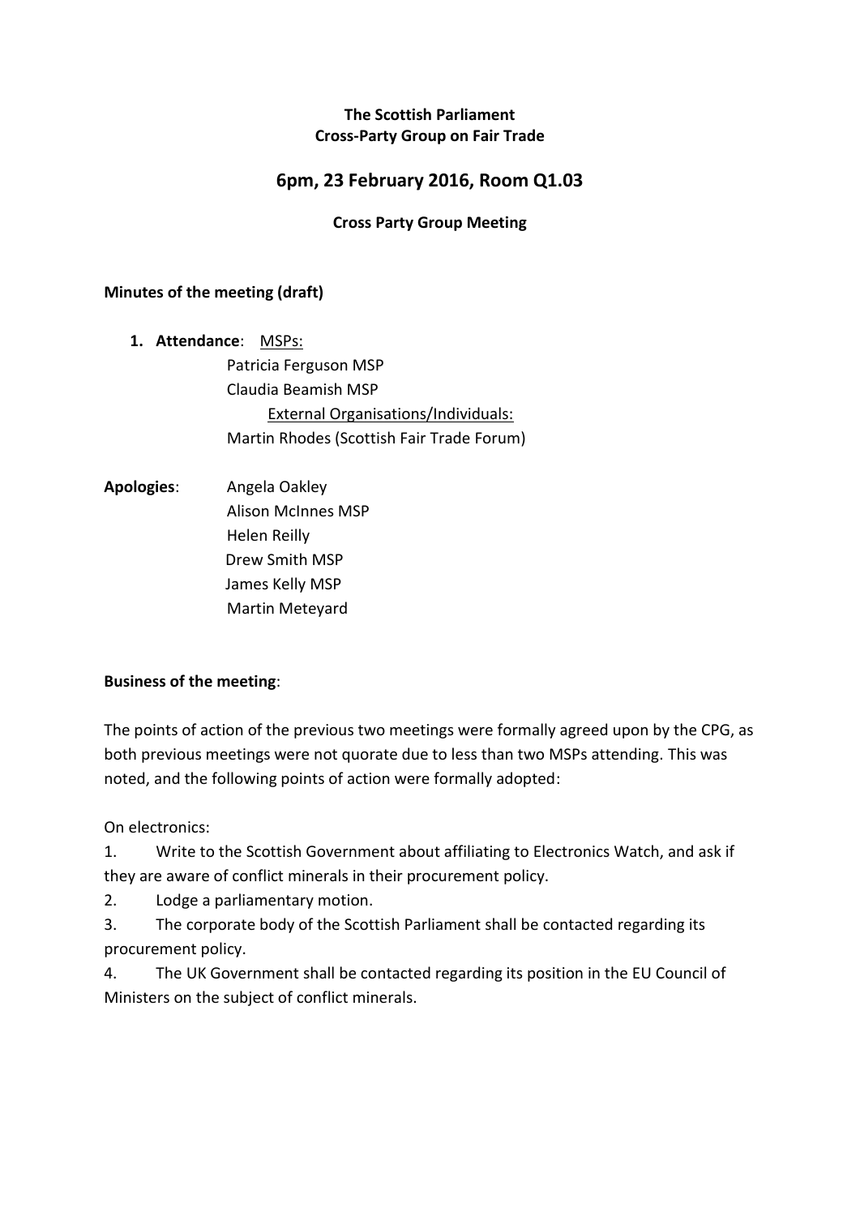**The Scottish Parliament**
**Cross-Party Group on Fair Trade**

# 6pm, 23 February 2016, Room Q1.03

**Cross Party Group Meeting**

**Minutes of the meeting (draft)**

1. **Attendance**: MSPs:
   - Patricia Ferguson MSP
   - Claudia Beamish MSP

   External Organisations/Individuals:
   - Martin Rhodes (Scottish Fair Trade Forum)

**Apologies**:
- Angela Oakley
- Alison McInnes MSP
- Helen Reilly
- Drew Smith MSP
- James Kelly MSP
- Martin Meteyard

**Business of the meeting**:

The points of action of the previous two meetings were formally agreed upon by the CPG, as both previous meetings were not quorate due to less than two MSPs attending. This was noted, and the following points of action were formally adopted:

On electronics:

1. Write to the Scottish Government about affiliating to Electronics Watch, and ask if they are aware of conflict minerals in their procurement policy.
2. Lodge a parliamentary motion.
3. The corporate body of the Scottish Parliament shall be contacted regarding its procurement policy.
4. The UK Government shall be contacted regarding its position in the EU Council of Ministers on the subject of conflict minerals.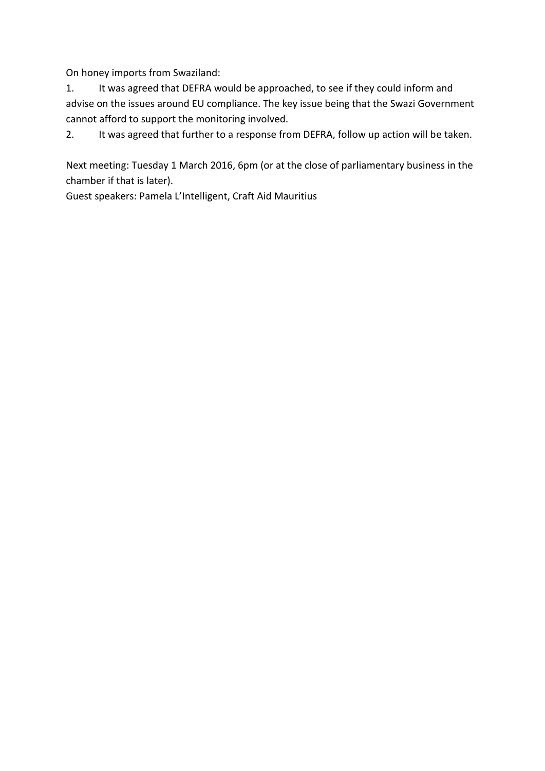On honey imports from Swaziland:

1. It was agreed that DEFRA would be approached, to see if they could inform and advise on the issues around EU compliance. The key issue being that the Swazi Government cannot afford to support the monitoring involved.
2. It was agreed that further to a response from DEFRA, follow up action will be taken.

Next meeting: Tuesday 1 March 2016, 6pm (or at the close of parliamentary business in the chamber if that is later).

Guest speakers: Pamela L'Intelligent, Craft Aid Mauritius